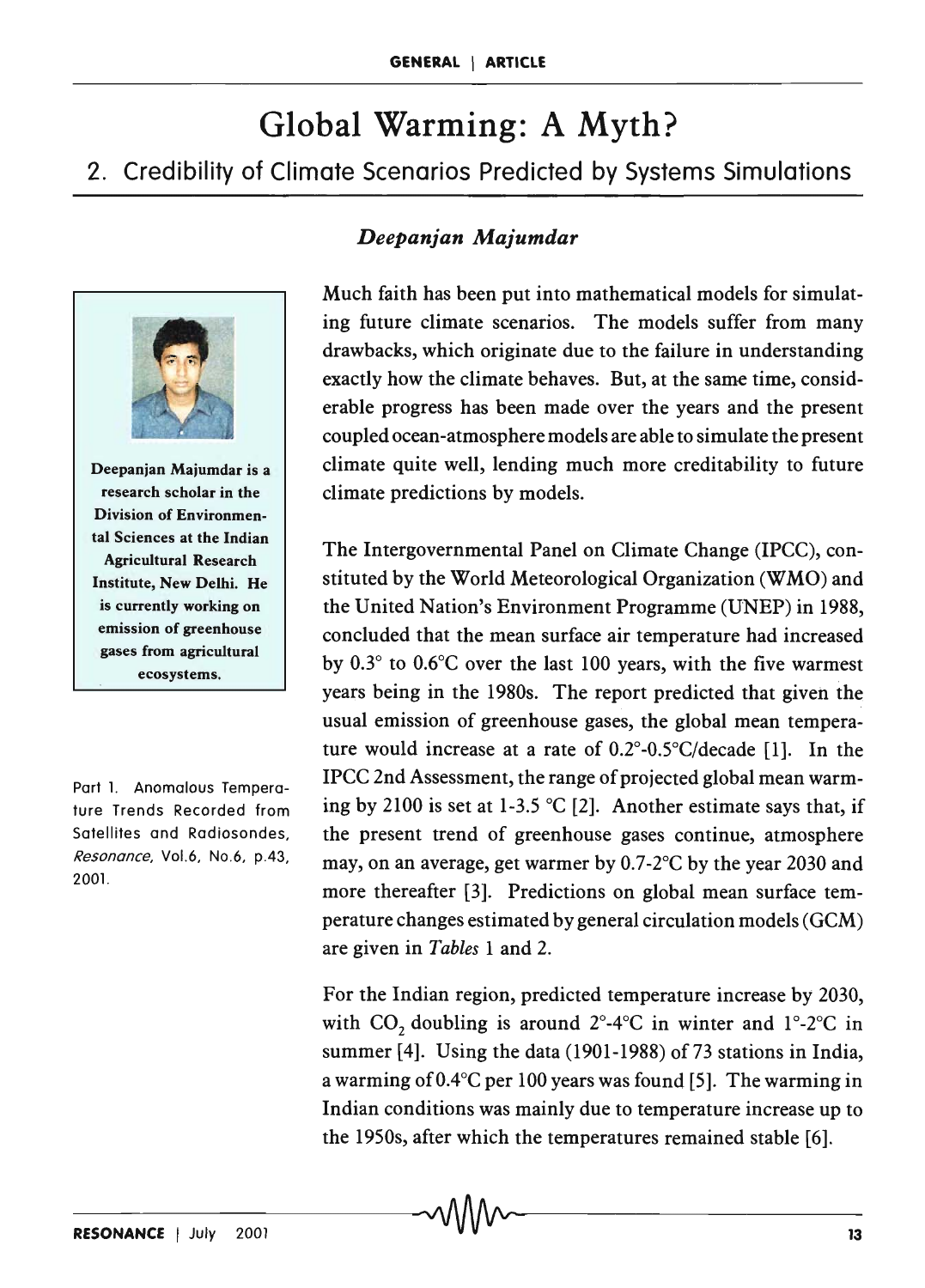# Global Warming: A Myth?

## 2. Credibility of Climate Scenarios Predicted by Systems Simulations

***Deepanjan Majumdar***

Deepanjan Majumdar is a research scholar in the Division of Environmental Sciences at the Indian Agricultural Research Institute, New Delhi. He is currently working on emission of greenhouse gases from agricultural ecosystems.

Part 1. Anomalous Temperature Trends Recorded from Satellites and Radiosondes, *Resonance*, Vol.6, No.6, p.43, 2001.

Much faith has been put into mathematical models for simulating future climate scenarios. The models suffer from many drawbacks, which originate due to the failure in understanding exactly how the climate behaves. But, at the same time, considerable progress has been made over the years and the present coupled ocean-atmosphere models are able to simulate the present climate quite well, lending much more creditability to future climate predictions by models.

The Intergovernmental Panel on Climate Change (IPCC), constituted by the World Meteorological Organization (WMO) and the United Nation's Environment Programme (UNEP) in 1988, concluded that the mean surface air temperature had increased by 0.3° to 0.6°C over the last 100 years, with the five warmest years being in the 1980s. The report predicted that given the usual emission of greenhouse gases, the global mean temperature would increase at a rate of 0.2°-0.5°C/decade [1]. In the IPCC 2nd Assessment, the range of projected global mean warming by 2100 is set at 1-3.5 °C [2]. Another estimate says that, if the present trend of greenhouse gases continue, atmosphere may, on an average, get warmer by 0.7-2°C by the year 2030 and more thereafter [3]. Predictions on global mean surface temperature changes estimated by general circulation models (GCM) are given in *Tables* 1 and 2.

For the Indian region, predicted temperature increase by 2030, with $CO_2$ doubling is around 2°-4°C in winter and 1°-2°C in summer [4]. Using the data (1901-1988) of 73 stations in India, a warming of 0.4°C per 100 years was found [5]. The warming in Indian conditions was mainly due to temperature increase up to the 1950s, after which the temperatures remained stable [6].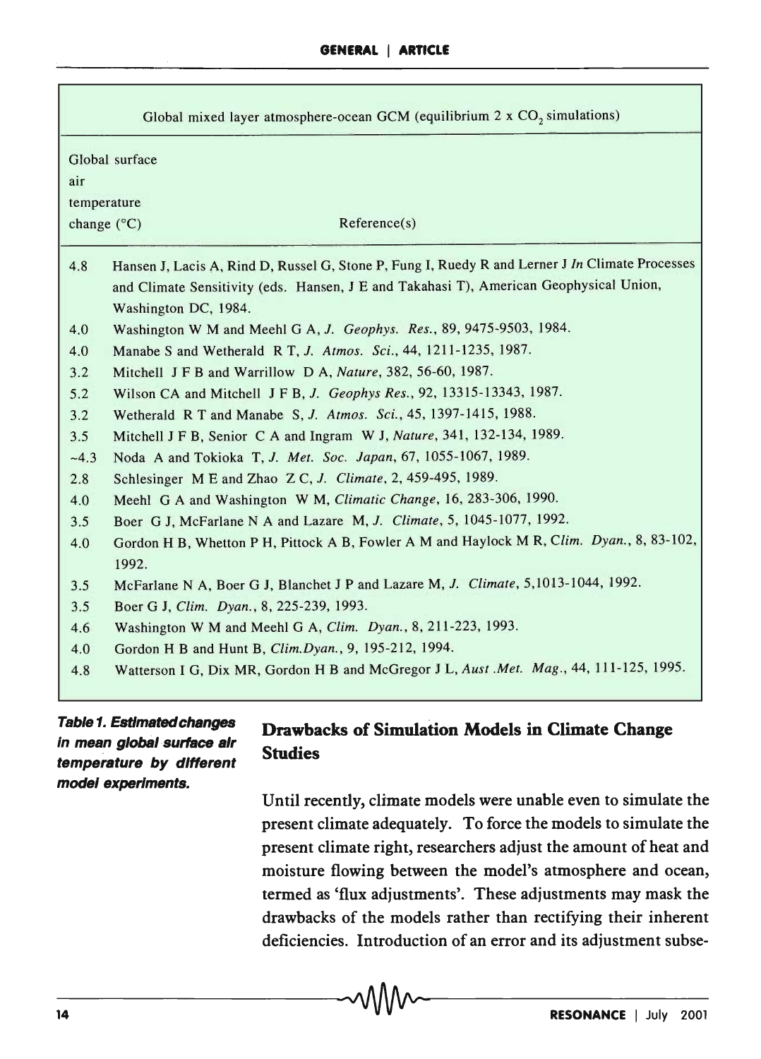| Global mixed layer atmosphere-ocean GCM (equilibrium 2 x $CO_2$ simulations) | |
|---|---|
| Global surface air temperature change (°C) | Reference(s) |
| 4.8 | Hansen J, Lacis A, Rind D, Russel G, Stone P, Fung I, Ruedy R and Lerner J *In* Climate Processes and Climate Sensitivity (eds. Hansen, J E and Takahasi T), American Geophysical Union, Washington DC, 1984. |
| 4.0 | Washington W M and Meehl G A, *J. Geophys. Res.*, 89, 9475-9503, 1984. |
| 4.0 | Manabe S and Wetherald R T, *J. Atmos. Sci.*, 44, 1211-1235, 1987. |
| 3.2 | Mitchell J F B and Warrillow D A, *Nature*, 382, 56-60, 1987. |
| 5.2 | Wilson CA and Mitchell J F B, *J. Geophys Res.*, 92, 13315-13343, 1987. |
| 3.2 | Wetherald R T and Manabe S, *J. Atmos. Sci.*, 45, 1397-1415, 1988. |
| 3.5 | Mitchell J F B, Senior C A and Ingram W J, *Nature*, 341, 132-134, 1989. |
| ~4.3 | Noda A and Tokioka T, *J. Met. Soc. Japan*, 67, 1055-1067, 1989. |
| 2.8 | Schlesinger M E and Zhao Z C, *J. Climate*, 2, 459-495, 1989. |
| 4.0 | Meehl G A and Washington W M, *Climatic Change*, 16, 283-306, 1990. |
| 3.5 | Boer G J, McFarlane N A and Lazare M, *J. Climate*, 5, 1045-1077, 1992. |
| 4.0 | Gordon H B, Whetton P H, Pittock A B, Fowler A M and Haylock M R, *Clim. Dyan.*, 8, 83-102, 1992. |
| 3.5 | McFarlane N A, Boer G J, Blanchet J P and Lazare M, *J. Climate*, 5,1013-1044, 1992. |
| 3.5 | Boer G J, *Clim. Dyan.*, 8, 225-239, 1993. |
| 4.6 | Washington W M and Meehl G A, *Clim. Dyan.*, 8, 211-223, 1993. |
| 4.0 | Gordon H B and Hunt B, *Clim.Dyan.*, 9, 195-212, 1994. |
| 4.8 | Watterson I G, Dix MR, Gordon H B and McGregor J L, *Aust .Met. Mag.*, 44, 111-125, 1995. |

**Table 1. Estimated changes in mean global surface air temperature by different model experiments.**

## Drawbacks of Simulation Models in Climate Change Studies

Until recently, climate models were unable even to simulate the present climate adequately. To force the models to simulate the present climate right, researchers adjust the amount of heat and moisture flowing between the model's atmosphere and ocean, termed as 'flux adjustments'. These adjustments may mask the drawbacks of the models rather than rectifying their inherent deficiencies. Introduction of an error and its adjustment subse-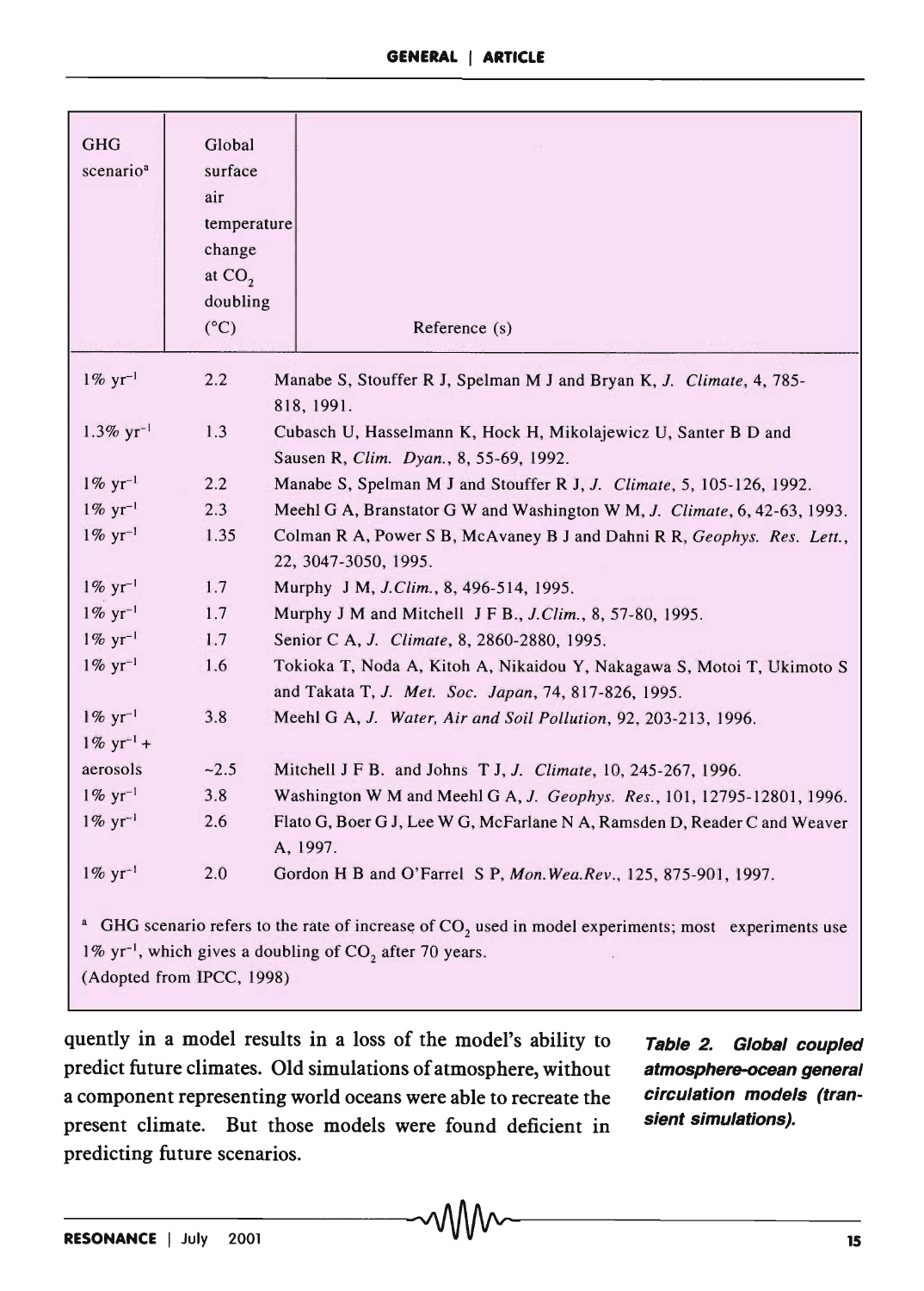| GHG scenario[a] | Global surface air temperature change at $CO_2$ doubling (°C) | Reference (s) |
|---|---|---|
| 1% $yr^{-1}$ | 2.2 | Manabe S, Stouffer R J, Spelman M J and Bryan K, *J. Climate*, 4, 785-818, 1991. |
| 1.3% $yr^{-1}$ | 1.3 | Cubasch U, Hasselmann K, Hock H, Mikolajewicz U, Santer B D and Sausen R, *Clim. Dyan.*, 8, 55-69, 1992. |
| 1% $yr^{-1}$ | 2.2 | Manabe S, Spelman M J and Stouffer R J, *J. Climate*, 5, 105-126, 1992. |
| 1% $yr^{-1}$ | 2.3 | Meehl G A, Branstator G W and Washington W M, *J. Climate*, 6, 42-63, 1993. |
| 1% $yr^{-1}$ | 1.35 | Colman R A, Power S B, McAvaney B J and Dahni R R, *Geophys. Res. Lett.*, 22, 3047-3050, 1995. |
| 1% $yr^{-1}$ | 1.7 | Murphy J M, *J.Clim.*, 8, 496-514, 1995. |
| 1% $yr^{-1}$ | 1.7 | Murphy J M and Mitchell J F B., *J.Clim.*, 8, 57-80, 1995. |
| 1% $yr^{-1}$ | 1.7 | Senior C A, *J. Climate*, 8, 2860-2880, 1995. |
| 1% $yr^{-1}$ | 1.6 | Tokioka T, Noda A, Kitoh A, Nikaidou Y, Nakagawa S, Motoi T, Ukimoto S and Takata T, *J. Met. Soc. Japan*, 74, 817-826, 1995. |
| 1% $yr^{-1}$ | 3.8 | Meehl G A, *J. Water, Air and Soil Pollution*, 92, 203-213, 1996. |
| 1% $yr^{-1}$ + aerosols | ~2.5 | Mitchell J F B. and Johns T J, *J. Climate*, 10, 245-267, 1996. |
| 1% $yr^{-1}$ | 3.8 | Washington W M and Meehl G A, *J. Geophys. Res.*, 101, 12795-12801, 1996. |
| 1% $yr^{-1}$ | 2.6 | Flato G, Boer G J, Lee W G, McFarlane N A, Ramsden D, Reader C and Weaver A, 1997. |
| 1% $yr^{-1}$ | 2.0 | Gordon H B and O'Farrel S P, *Mon.Wea.Rev.*, 125, 875-901, 1997. |

[a] GHG scenario refers to the rate of increase of $CO_2$ used in model experiments; most experiments use 1% $yr^{-1}$, which gives a doubling of $CO_2$ after 70 years.
(Adopted from IPCC, 1998)

***Table 2. Global coupled atmosphere-ocean general circulation models (transient simulations).***

quently in a model results in a loss of the model's ability to predict future climates. Old simulations of atmosphere, without a component representing world oceans were able to recreate the present climate. But those models were found deficient in predicting future scenarios.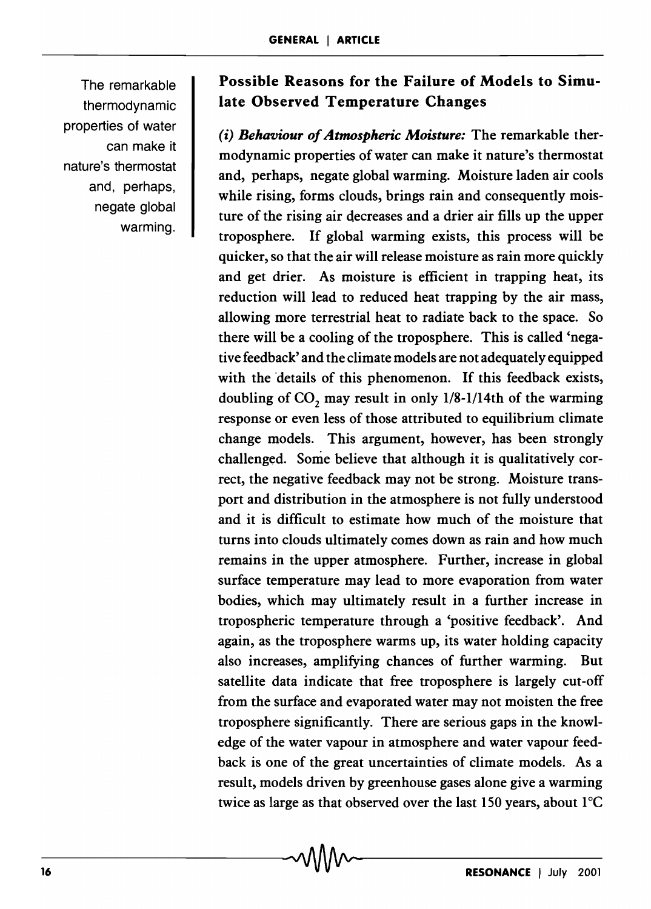The remarkable thermodynamic properties of water can make it nature's thermostat and, perhaps, negate global warming.

### Possible Reasons for the Failure of Models to Simulate Observed Temperature Changes

***(i) Behaviour of Atmospheric Moisture:*** The remarkable thermodynamic properties of water can make it nature's thermostat and, perhaps, negate global warming. Moisture laden air cools while rising, forms clouds, brings rain and consequently moisture of the rising air decreases and a drier air fills up the upper troposphere. If global warming exists, this process will be quicker, so that the air will release moisture as rain more quickly and get drier. As moisture is efficient in trapping heat, its reduction will lead to reduced heat trapping by the air mass, allowing more terrestrial heat to radiate back to the space. So there will be a cooling of the troposphere. This is called 'negative feedback' and the climate models are not adequately equipped with the details of this phenomenon. If this feedback exists, doubling of $CO_2$ may result in only 1/8-1/14th of the warming response or even less of those attributed to equilibrium climate change models. This argument, however, has been strongly challenged. Some believe that although it is qualitatively correct, the negative feedback may not be strong. Moisture transport and distribution in the atmosphere is not fully understood and it is difficult to estimate how much of the moisture that turns into clouds ultimately comes down as rain and how much remains in the upper atmosphere. Further, increase in global surface temperature may lead to more evaporation from water bodies, which may ultimately result in a further increase in tropospheric temperature through a 'positive feedback'. And again, as the troposphere warms up, its water holding capacity also increases, amplifying chances of further warming. But satellite data indicate that free troposphere is largely cut-off from the surface and evaporated water may not moisten the free troposphere significantly. There are serious gaps in the knowledge of the water vapour in atmosphere and water vapour feedback is one of the great uncertainties of climate models. As a result, models driven by greenhouse gases alone give a warming twice as large as that observed over the last 150 years, about 1°C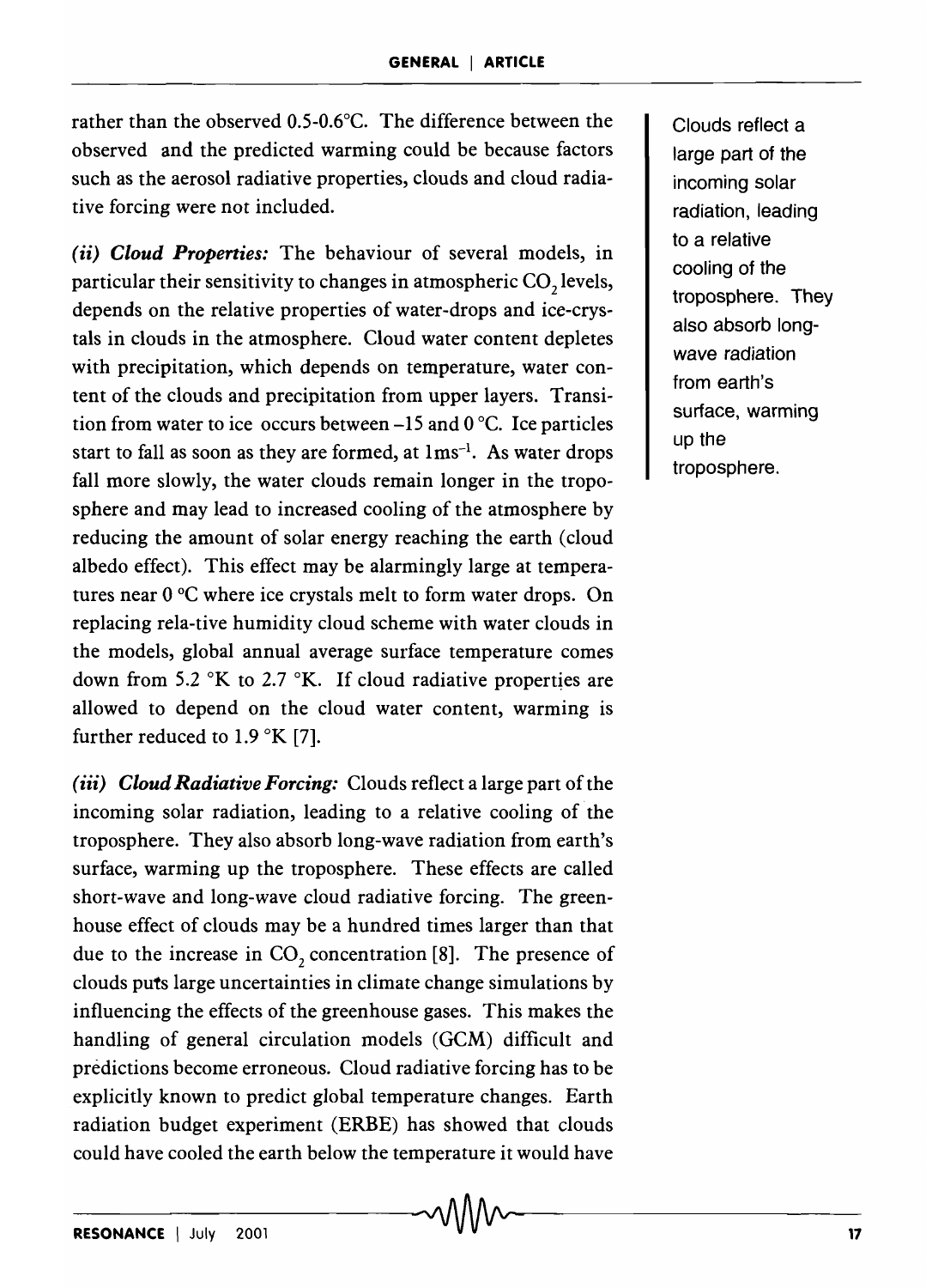rather than the observed 0.5-0.6°C. The difference between the observed and the predicted warming could be because factors such as the aerosol radiative properties, clouds and cloud radiative forcing were not included.

***(ii) Cloud Properties:*** The behaviour of several models, in particular their sensitivity to changes in atmospheric $CO_2$ levels, depends on the relative properties of water-drops and ice-crystals in clouds in the atmosphere. Cloud water content depletes with precipitation, which depends on temperature, water content of the clouds and precipitation from upper layers. Transition from water to ice occurs between –15 and 0 °C. Ice particles start to fall as soon as they are formed, at $1 ms^{-1}$. As water drops fall more slowly, the water clouds remain longer in the troposphere and may lead to increased cooling of the atmosphere by reducing the amount of solar energy reaching the earth (cloud albedo effect). This effect may be alarmingly large at temperatures near 0 °C where ice crystals melt to form water drops. On replacing rela-tive humidity cloud scheme with water clouds in the models, global annual average surface temperature comes down from 5.2 °K to 2.7 °K. If cloud radiative properties are allowed to depend on the cloud water content, warming is further reduced to 1.9 °K [7].

Clouds reflect a large part of the incoming solar radiation, leading to a relative cooling of the troposphere. They also absorb long-wave radiation from earth's surface, warming up the troposphere.

***(iii) Cloud Radiative Forcing:*** Clouds reflect a large part of the incoming solar radiation, leading to a relative cooling of the troposphere. They also absorb long-wave radiation from earth's surface, warming up the troposphere. These effects are called short-wave and long-wave cloud radiative forcing. The greenhouse effect of clouds may be a hundred times larger than that due to the increase in $CO_2$ concentration [8]. The presence of clouds puts large uncertainties in climate change simulations by influencing the effects of the greenhouse gases. This makes the handling of general circulation models (GCM) difficult and predictions become erroneous. Cloud radiative forcing has to be explicitly known to predict global temperature changes. Earth radiation budget experiment (ERBE) has showed that clouds could have cooled the earth below the temperature it would have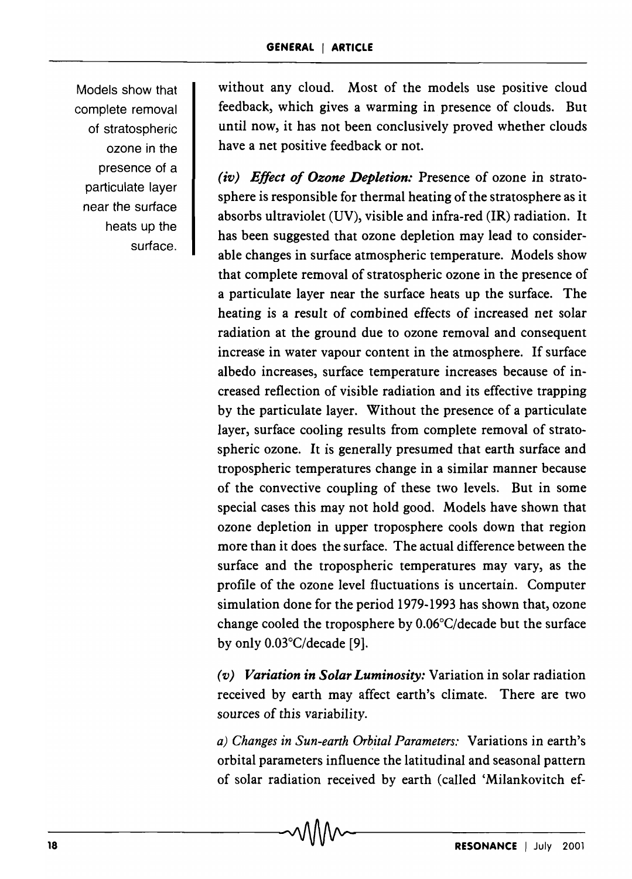Models show that complete removal of stratospheric ozone in the presence of a particulate layer near the surface heats up the surface.

without any cloud. Most of the models use positive cloud feedback, which gives a warming in presence of clouds. But until now, it has not been conclusively proved whether clouds have a net positive feedback or not.

***(iv) Effect of Ozone Depletion:*** Presence of ozone in stratosphere is responsible for thermal heating of the stratosphere as it absorbs ultraviolet (UV), visible and infra-red (IR) radiation. It has been suggested that ozone depletion may lead to considerable changes in surface atmospheric temperature. Models show that complete removal of stratospheric ozone in the presence of a particulate layer near the surface heats up the surface. The heating is a result of combined effects of increased net solar radiation at the ground due to ozone removal and consequent increase in water vapour content in the atmosphere. If surface albedo increases, surface temperature increases because of increased reflection of visible radiation and its effective trapping by the particulate layer. Without the presence of a particulate layer, surface cooling results from complete removal of stratospheric ozone. It is generally presumed that earth surface and tropospheric temperatures change in a similar manner because of the convective coupling of these two levels. But in some special cases this may not hold good. Models have shown that ozone depletion in upper troposphere cools down that region more than it does the surface. The actual difference between the surface and the tropospheric temperatures may vary, as the profile of the ozone level fluctuations is uncertain. Computer simulation done for the period 1979-1993 has shown that, ozone change cooled the troposphere by 0.06°C/decade but the surface by only 0.03°C/decade [9].

***(v) Variation in Solar Luminosity:*** Variation in solar radiation received by earth may affect earth's climate. There are two sources of this variability.

*a) Changes in Sun-earth Orbital Parameters:* Variations in earth's orbital parameters influence the latitudinal and seasonal pattern of solar radiation received by earth (called 'Milankovitch ef-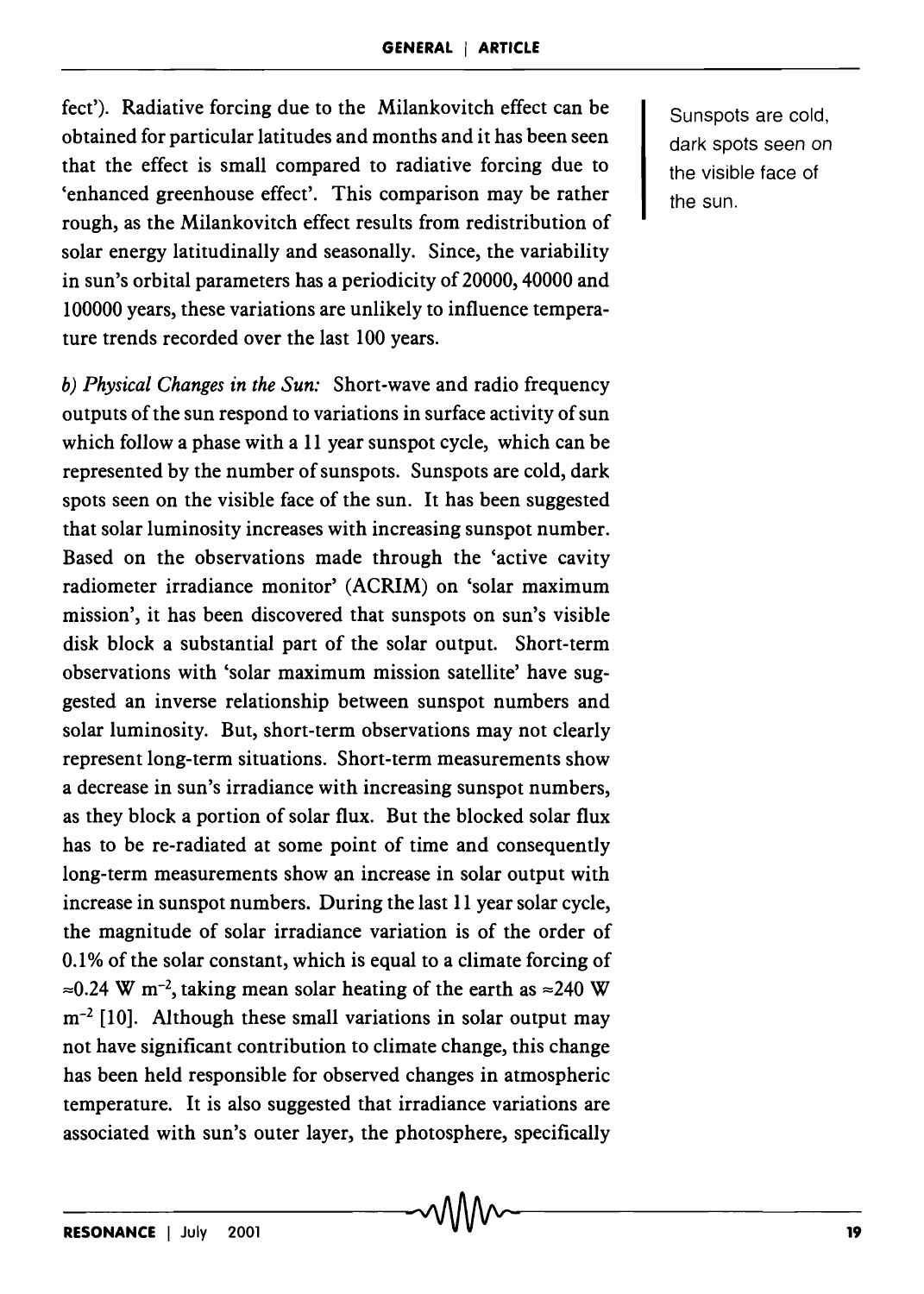fect'). Radiative forcing due to the Milankovitch effect can be obtained for particular latitudes and months and it has been seen that the effect is small compared to radiative forcing due to 'enhanced greenhouse effect'. This comparison may be rather rough, as the Milankovitch effect results from redistribution of solar energy latitudinally and seasonally. Since, the variability in sun's orbital parameters has a periodicity of 20000, 40000 and 100000 years, these variations are unlikely to influence temperature trends recorded over the last 100 years.

Sunspots are cold, dark spots seen on the visible face of the sun.

*b) Physical Changes in the Sun:* Short-wave and radio frequency outputs of the sun respond to variations in surface activity of sun which follow a phase with a 11 year sunspot cycle, which can be represented by the number of sunspots. Sunspots are cold, dark spots seen on the visible face of the sun. It has been suggested that solar luminosity increases with increasing sunspot number. Based on the observations made through the 'active cavity radiometer irradiance monitor' (ACRIM) on 'solar maximum mission', it has been discovered that sunspots on sun's visible disk block a substantial part of the solar output. Short-term observations with 'solar maximum mission satellite' have suggested an inverse relationship between sunspot numbers and solar luminosity. But, short-term observations may not clearly represent long-term situations. Short-term measurements show a decrease in sun's irradiance with increasing sunspot numbers, as they block a portion of solar flux. But the blocked solar flux has to be re-radiated at some point of time and consequently long-term measurements show an increase in solar output with increase in sunspot numbers. During the last 11 year solar cycle, the magnitude of solar irradiance variation is of the order of 0.1% of the solar constant, which is equal to a climate forcing of $\approx 0.24$ W m$^{-2}$, taking mean solar heating of the earth as $\approx 240$ W m$^{-2}$ [10]. Although these small variations in solar output may not have significant contribution to climate change, this change has been held responsible for observed changes in atmospheric temperature. It is also suggested that irradiance variations are associated with sun's outer layer, the photosphere, specifically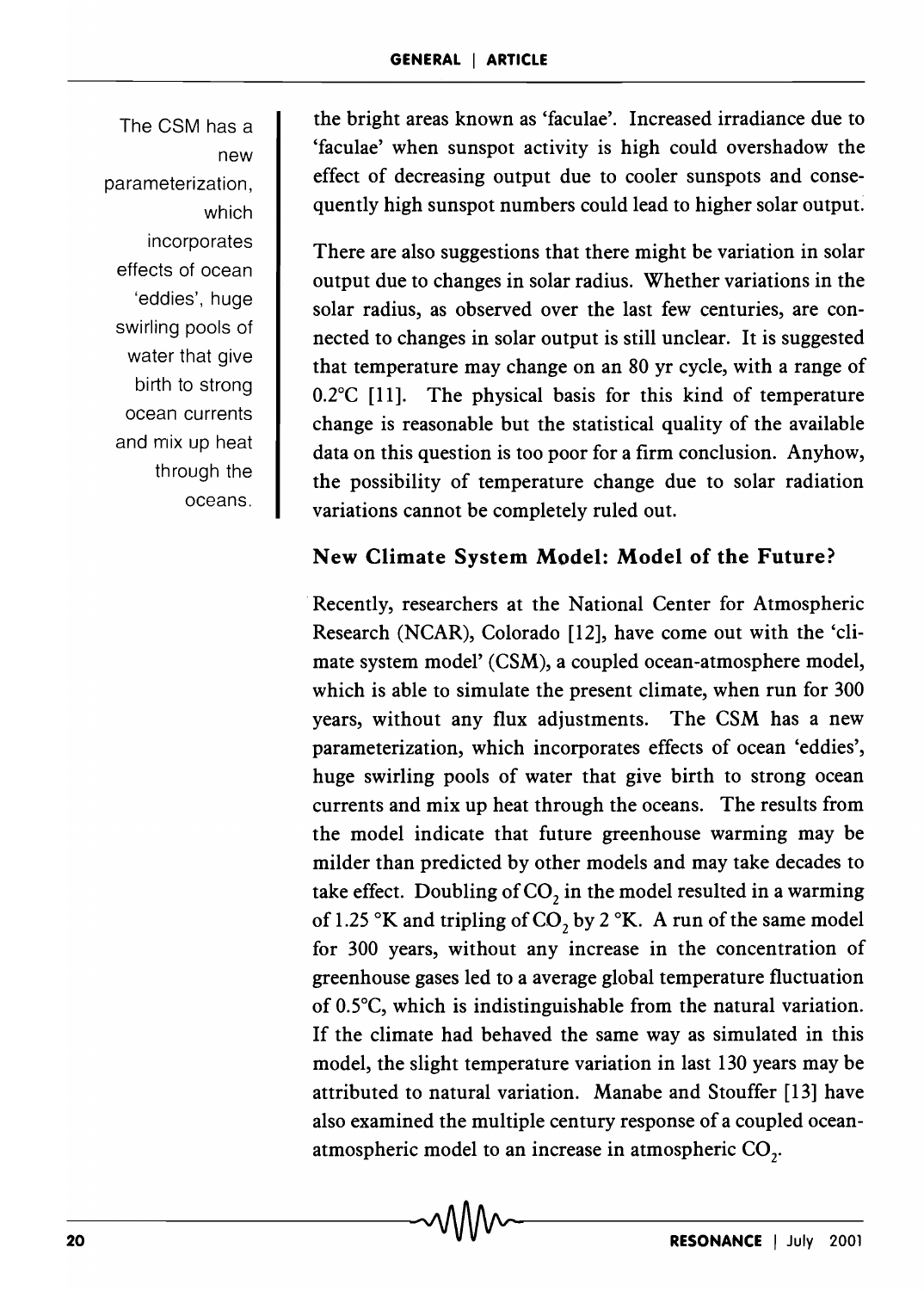The CSM has a new parameterization, which incorporates effects of ocean 'eddies', huge swirling pools of water that give birth to strong ocean currents and mix up heat through the oceans.

the bright areas known as 'faculae'. Increased irradiance due to 'faculae' when sunspot activity is high could overshadow the effect of decreasing output due to cooler sunspots and consequently high sunspot numbers could lead to higher solar output.

There are also suggestions that there might be variation in solar output due to changes in solar radius. Whether variations in the solar radius, as observed over the last few centuries, are connected to changes in solar output is still unclear. It is suggested that temperature may change on an 80 yr cycle, with a range of 0.2°C [11]. The physical basis for this kind of temperature change is reasonable but the statistical quality of the available data on this question is too poor for a firm conclusion. Anyhow, the possibility of temperature change due to solar radiation variations cannot be completely ruled out.

## New Climate System Model: Model of the Future?

Recently, researchers at the National Center for Atmospheric Research (NCAR), Colorado [12], have come out with the 'climate system model' (CSM), a coupled ocean-atmosphere model, which is able to simulate the present climate, when run for 300 years, without any flux adjustments. The CSM has a new parameterization, which incorporates effects of ocean 'eddies', huge swirling pools of water that give birth to strong ocean currents and mix up heat through the oceans. The results from the model indicate that future greenhouse warming may be milder than predicted by other models and may take decades to take effect. Doubling of $CO_2$ in the model resulted in a warming of 1.25 °K and tripling of $CO_2$ by 2 °K. A run of the same model for 300 years, without any increase in the concentration of greenhouse gases led to a average global temperature fluctuation of 0.5°C, which is indistinguishable from the natural variation. If the climate had behaved the same way as simulated in this model, the slight temperature variation in last 130 years may be attributed to natural variation. Manabe and Stouffer [13] have also examined the multiple century response of a coupled ocean-atmospheric model to an increase in atmospheric $CO_2$.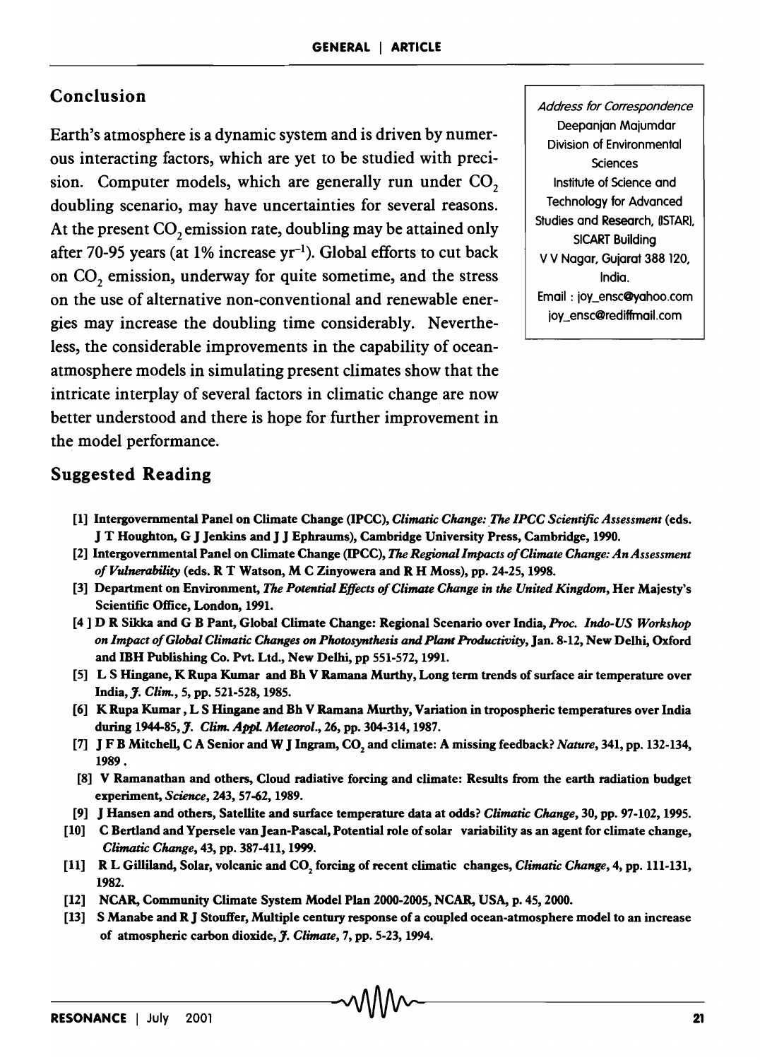## Conclusion

Earth's atmosphere is a dynamic system and is driven by numerous interacting factors, which are yet to be studied with precision. Computer models, which are generally run under $CO_2$ doubling scenario, may have uncertainties for several reasons. At the present $CO_2$ emission rate, doubling may be attained only after 70-95 years (at 1% increase $yr^{-1}$). Global efforts to cut back on $CO_2$ emission, underway for quite sometime, and the stress on the use of alternative non-conventional and renewable energies may increase the doubling time considerably. Nevertheless, the considerable improvements in the capability of ocean-atmosphere models in simulating present climates show that the intricate interplay of several factors in climatic change are now better understood and there is hope for further improvement in the model performance.

*Address for Correspondence*
Deepanjan Majumdar
Division of Environmental Sciences
Institute of Science and Technology for Advanced Studies and Research, (ISTAR),
SICART Building
V V Nagar, Gujarat 388 120, India.
Email : joy_ensc@yahoo.com
joy_ensc@rediffmail.com

## Suggested Reading

**[1] Intergovernmental Panel on Climate Change (IPCC), *Climatic Change: The IPCC Scientific Assessment* (eds. J T Houghton, G J Jenkins and J J Ephraums), Cambridge University Press, Cambridge, 1990.**

**[2] Intergovernmental Panel on Climate Change (IPCC), *The Regional Impacts of Climate Change: An Assessment of Vulnerability* (eds. R T Watson, M C Zinyowera and R H Moss), pp. 24-25, 1998.**

**[3] Department on Environment, *The Potential Effects of Climate Change in the United Kingdom*, Her Majesty's Scientific Office, London, 1991.**

**[4] D R Sikka and G B Pant, Global Climate Change: Regional Scenario over India, *Proc. Indo-US Workshop on Impact of Global Climatic Changes on Photosynthesis and Plant Productivity*, Jan. 8-12, New Delhi, Oxford and IBH Publishing Co. Pvt. Ltd., New Delhi, pp 551-572, 1991.**

**[5] L S Hingane, K Rupa Kumar and Bh V Ramana Murthy, Long term trends of surface air temperature over India, *J. Clim.*, 5, pp. 521-528, 1985.**

**[6] K Rupa Kumar, L S Hingane and Bh V Ramana Murthy, Variation in tropospheric temperatures over India during 1944-85, *J. Clim. Appl. Meteorol.*, 26, pp. 304-314, 1987.**

**[7] J F B Mitchell, C A Senior and W J Ingram, $CO_2$ and climate: A missing feedback? *Nature*, 341, pp. 132-134, 1989.**

**[8] V Ramanathan and others, Cloud radiative forcing and climate: Results from the earth radiation budget experiment, *Science*, 243, 57-62, 1989.**

**[9] J Hansen and others, Satellite and surface temperature data at odds? *Climatic Change*, 30, pp. 97-102, 1995.**

**[10] C Bertland and Ypersele van Jean-Pascal, Potential role of solar variability as an agent for climate change, *Climatic Change*, 43, pp. 387-411, 1999.**

**[11] R L Gilliland, Solar, volcanic and $CO_2$ forcing of recent climatic changes, *Climatic Change*, 4, pp. 111-131, 1982.**

**[12] NCAR, Community Climate System Model Plan 2000-2005, NCAR, USA, p. 45, 2000.**

**[13] S Manabe and R J Stouffer, Multiple century response of a coupled ocean-atmosphere model to an increase of atmospheric carbon dioxide, *J. Climate*, 7, pp. 5-23, 1994.**